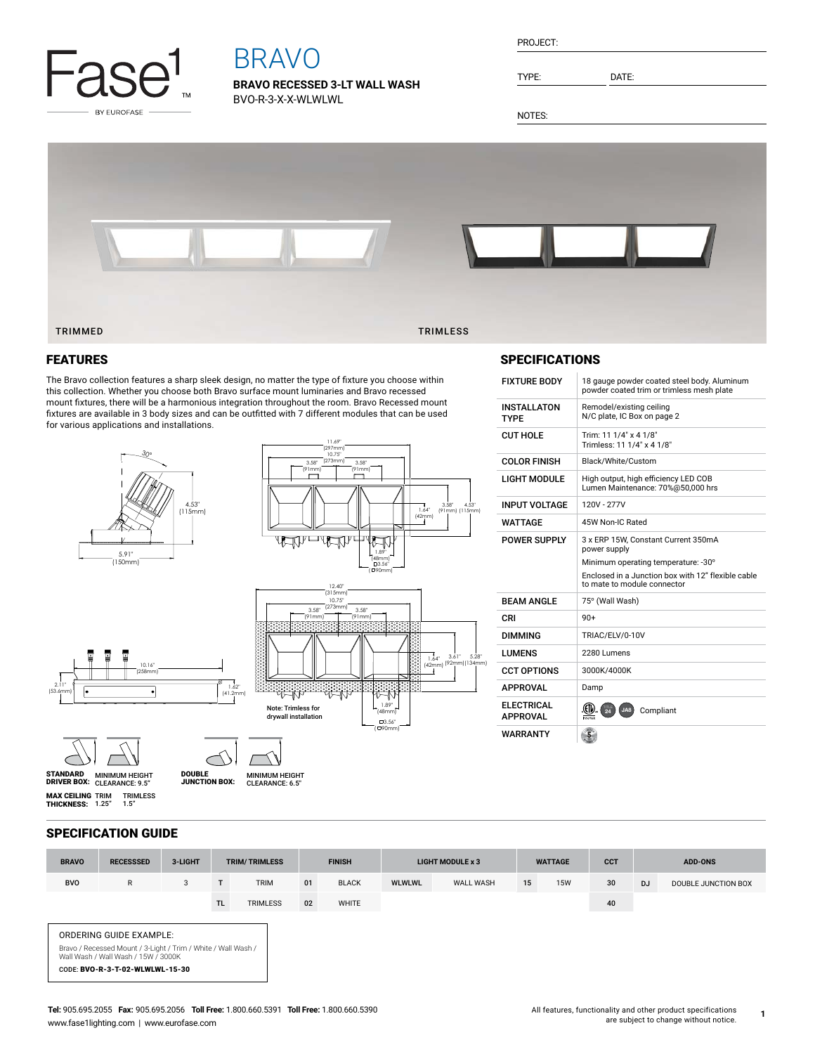Fase1 BY EUROFASE

# BRAVO

**BRAVO RECESSED 3-LT WALL WASH**
BVO-R-3-X-X-WLWLWL

PROJECT:

TYPE: DATE:

NOTES:

TRIMMED

TRIMLESS

## FEATURES

The Bravo collection features a sharp sleek design, no matter the type of fixture you choose within this collection. Whether you choose both Bravo surface mount luminaries and Bravo recessed mount fixtures, there will be a harmonious integration throughout the room. Bravo Recessed mount fixtures are available in 3 body sizes and can be outfitted with 7 different modules that can be used for various applications and installations.

30° 4.53" (115mm) 5.91" (150mm)

11.69" (297mm) 10.75" (273mm) 3.58" (91mm) 3.58" (91mm) 1.64" (42mm) 3.58" (91mm) 4.53" (115mm) 1.89" (48mm) ⌀3.56" (⌀90mm)

12.40" (315mm) 10.75" (273mm) 3.58" (91mm) 3.58" (91mm) 1.64" (42mm) 3.61" (92mm) 5.28" (134mm) 1.89" (48mm) ⌀3.56" (⌀90mm)

Note: Trimless for drywall installation

10.16" (258mm) 2.11" (53.6mm) 1.62" (41.2mm)

**STANDARD DRIVER BOX:** MINIMUM HEIGHT CLEARANCE: 9.5"

**DOUBLE JUNCTION BOX:** MINIMUM HEIGHT CLEARANCE: 6.5"

**MAX CEILING THICKNESS:** TRIM 1.25" TRIMLESS 1.5"

## SPECIFICATIONS

| | |
|---|---|
| FIXTURE BODY | 18 gauge powder coated steel body. Aluminum powder coated trim or trimless mesh plate |
| INSTALLATON TYPE | Remodel/existing ceiling<br>N/C plate, IC Box on page 2 |
| CUT HOLE | Trim: 11 1/4" x 4 1/8"<br>Trimless: 11 1/4" x 4 1/8" |
| COLOR FINISH | Black/White/Custom |
| LIGHT MODULE | High output, high efficiency LED COB<br>Lumen Maintenance: 70%@50,000 hrs |
| INPUT VOLTAGE | 120V - 277V |
| WATTAGE | 45W Non-IC Rated |
| POWER SUPPLY | 3 x ERP 15W, Constant Current 350mA power supply<br>Minimum operating temperature: -30°<br>Enclosed in a Junction box with 12" flexible cable to mate to module connector |
| BEAM ANGLE | 75° (Wall Wash) |
| CRI | 90+ |
| DIMMING | TRIAC/ELV/0-10V |
| LUMENS | 2280 Lumens |
| CCT OPTIONS | 3000K/4000K |
| APPROVAL | Damp |
| ELECTRICAL APPROVAL | ETL 24 JA8 Compliant |
| WARRANTY | 5 |

## SPECIFICATION GUIDE

| BRAVO | RECESSSED | 3-LIGHT | TRIM/ TRIMLESS | | FINISH | | LIGHT MODULE x 3 | | WATTAGE | | CCT | ADD-ONS | |
|---|---|---|---|---|---|---|---|---|---|---|---|---|---|
| BVO | R | 3 | T | TRIM | 01 | BLACK | WLWLWL | WALL WASH | 15 | 15W | 30 | DJ | DOUBLE JUNCTION BOX |
| | | | TL | TRIMLESS | 02 | WHITE | | | | | 40 | | |

ORDERING GUIDE EXAMPLE:
Bravo / Recessed Mount / 3-Light / Trim / White / Wall Wash / Wall Wash / Wall Wash / 15W / 3000K
CODE: **BVO-R-3-T-02-WLWLWL-15-30**

**Tel:** 905.695.2055 **Fax:** 905.695.2056 **Toll Free:** 1.800.660.5391 **Toll Free:** 1.800.660.5390
www.fase1lighting.com | www.eurofase.com

All features, functionality and other product specifications are subject to change without notice.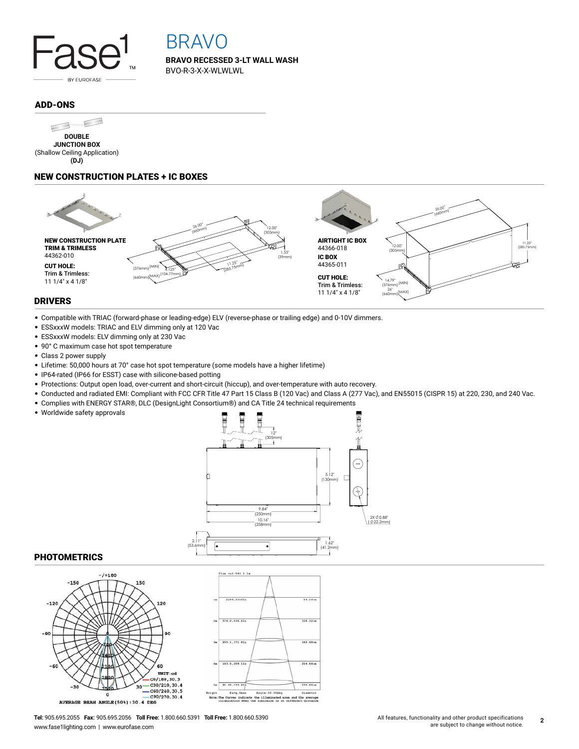# BRAVO

**BRAVO RECESSED 3-LT WALL WASH**

BVO-R-3-X-X-WLWLWL

## ADD-ONS

**DOUBLE JUNCTION BOX**
(Shallow Ceiling Application)
**(DJ)**

## NEW CONSTRUCTION PLATES + IC BOXES

**NEW CONSTRUCTION PLATE TRIM & TRIMLESS**
44362-010

**CUT HOLE:**
Trim & Trimless:
11 1/4" x 4 1/8"

26.00" (660mm)
12.00" (305mm)
1.53" (39mm)
11.25" (285.75mm)
4.125" (104.77mm)
(376mm) (MIN)
(660mm) (MAX)

**AIRTIGHT IC BOX**
44366-018

**IC BOX**
44365-011

**CUT HOLE:**
Trim & Trimless:
11 1/4" x 4 1/8"

26.00" (660mm)
12.00" (305mm)
11.25" (285.75mm)
14.79" (376mm) (MIN)
26" (660mm) (MAX)

## DRIVERS

- Compatible with TRIAC (forward-phase or leading-edge) ELV (reverse-phase or trailing edge) and 0-10V dimmers.
- ESSxxxW models: TRIAC and ELV dimming only at 120 Vac
- ESSxxxW models: ELV dimming only at 230 Vac
- 90° C maximum case hot spot temperature
- Class 2 power supply
- Lifetime: 50,000 hours at 70° case hot spot temperature (some models have a higher lifetime)
- IP64-rated (IP66 for ESST) case with silicone-based potting
- Protections: Output open load, over-current and short-circuit (hiccup), and over-temperature with auto recovery.
- Conducted and radiated EMI: Compliant with FCC CFR Title 47 Part 15 Class B (120 Vac) and Class A (277 Vac), and EN55015 (CISPR 15) at 220, 230, and 240 Vac.
- Complies with ENERGY STAR®, DLC (DesignLight Consortium®) and CA Title 24 technical requirements
- Worldwide safety approvals

12" (305mm)
5.12" (130mm)
9.84" (250mm)
10.16" (258mm)
2X Ø 0.88" (Ø 22.2mm)
2.11" (53.6mm)
1.62" (41.2mm)

## PHOTOMETRICS

-/+180
-150
150
-120
120
-90
90
-60
60
-30
30
0
700
1400
2100
2800
3500
UNIT:cd
C0/180,30.3
C30/210,30.4
C60/240,30.5
C90/270,30.4
AVERAGE BEAM ANGLE(50%):30.4 DEG

Flux out:591.1 lm

1m 2296.3360lx 54.16cm
2m 574.0,636.61x 108.32cm
3m 255.1,271.81x 162.48cm
4m 143.5,209.11x 216.64cm
5m 91.85,133.81x 270.80cm

Height Eavg,Emax Angle:30.30deg Diameter

Note:The Curves indicate the illuminated area and the average illumination when the luminaire is at different distance.

**Tel:** 905.695.2055 **Fax:** 905.695.2056 **Toll Free:** 1.800.660.5391 **Toll Free:** 1.800.660.5390
www.fase1lighting.com | www.eurofase.com

All features, functionality and other product specifications are subject to change without notice.